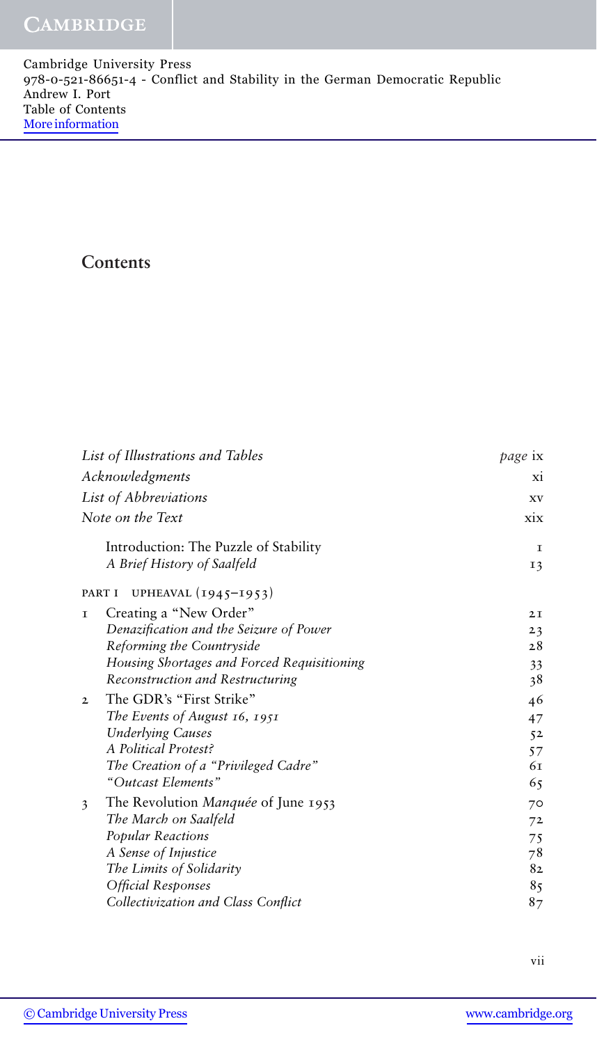# Contents

| | |
|---|---|
| *List of Illustrations and Tables* | *page* ix |
| *Acknowledgments* | xi |
| *List of Abbreviations* | xv |
| *Note on the Text* | xix |
| Introduction: The Puzzle of Stability | 1 |
| *A Brief History of Saalfeld* | 13 |
| PART I UPHEAVAL (1945–1953) | |
| 1 Creating a "New Order" | 21 |
| *Denazification and the Seizure of Power* | 23 |
| *Reforming the Countryside* | 28 |
| *Housing Shortages and Forced Requisitioning* | 33 |
| *Reconstruction and Restructuring* | 38 |
| 2 The GDR's "First Strike" | 46 |
| *The Events of August 16, 1951* | 47 |
| *Underlying Causes* | 52 |
| *A Political Protest?* | 57 |
| *The Creation of a "Privileged Cadre"* | 61 |
| *"Outcast Elements"* | 65 |
| 3 The Revolution *Manquée* of June 1953 | 70 |
| *The March on Saalfeld* | 72 |
| *Popular Reactions* | 75 |
| *A Sense of Injustice* | 78 |
| *The Limits of Solidarity* | 82 |
| *Official Responses* | 85 |
| *Collectivization and Class Conflict* | 87 |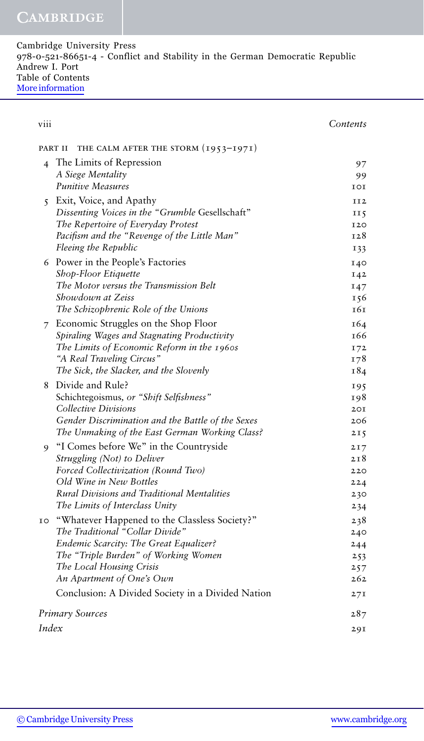Cambridge University Press
978-0-521-86651-4 - Conflict and Stability in the German Democratic Republic
Andrew I. Port
Table of Contents
More information

PART II THE CALM AFTER THE STORM (1953–1971)

4 The Limits of Repression 97
*A Siege Mentality* 99
*Punitive Measures* 101

5 Exit, Voice, and Apathy 112
*Dissenting Voices in the "Grumble* Gesellschaft*"* 115
*The Repertoire of Everyday Protest* 120
*Pacifism and the "Revenge of the Little Man"* 128
*Fleeing the Republic* 133

6 Power in the People's Factories 140
*Shop-Floor Etiquette* 142
*The Motor versus the Transmission Belt* 147
*Showdown at Zeiss* 156
*The Schizophrenic Role of the Unions* 161

7 Economic Struggles on the Shop Floor 164
*Spiraling Wages and Stagnating Productivity* 166
*The Limits of Economic Reform in the 1960s* 172
*"A Real Traveling Circus"* 178
*The Sick, the Slacker, and the Slovenly* 184

8 Divide and Rule? 195
Schichtegoismus*, or "Shift Selfishness"* 198
*Collective Divisions* 201
*Gender Discrimination and the Battle of the Sexes* 206
*The Unmaking of the East German Working Class?* 215

9 "I Comes before We" in the Countryside 217
*Struggling (Not) to Deliver* 218
*Forced Collectivization (Round Two)* 220
*Old Wine in New Bottles* 224
*Rural Divisions and Traditional Mentalities* 230
*The Limits of Interclass Unity* 234

10 "Whatever Happened to the Classless Society?" 238
*The Traditional "Collar Divide"* 240
*Endemic Scarcity: The Great Equalizer?* 244
*The "Triple Burden" of Working Women* 253
*The Local Housing Crisis* 257
*An Apartment of One's Own* 262

Conclusion: A Divided Society in a Divided Nation 271

*Primary Sources* 287

*Index* 291